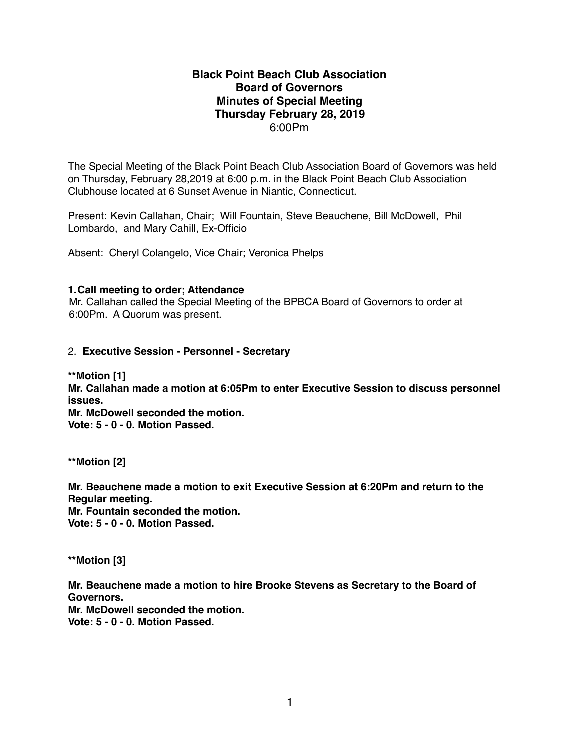# Black Point Beach Club Association
## Board of Governors
## Minutes of Special Meeting
## Thursday February 28, 2019
6:00Pm

The Special Meeting of the Black Point Beach Club Association Board of Governors was held on Thursday, February 28,2019 at 6:00 p.m. in the Black Point Beach Club Association Clubhouse located at 6 Sunset Avenue in Niantic, Connecticut.

Present: Kevin Callahan, Chair; Will Fountain, Steve Beauchene, Bill McDowell, Phil Lombardo, and Mary Cahill, Ex-Officio

Absent: Cheryl Colangelo, Vice Chair; Veronica Phelps

**1. Call meeting to order; Attendance**

Mr. Callahan called the Special Meeting of the BPBCA Board of Governors to order at 6:00Pm. A Quorum was present.

2. **Executive Session - Personnel - Secretary**

**\*\*Motion [1]**
**Mr. Callahan made a motion at 6:05Pm to enter Executive Session to discuss personnel issues.**
**Mr. McDowell seconded the motion.**
**Vote: 5 - 0 - 0. Motion Passed.**

**\*\*Motion [2]**

**Mr. Beauchene made a motion to exit Executive Session at 6:20Pm and return to the Regular meeting.**
**Mr. Fountain seconded the motion.**
**Vote: 5 - 0 - 0. Motion Passed.**

**\*\*Motion [3]**

**Mr. Beauchene made a motion to hire Brooke Stevens as Secretary to the Board of Governors.**
**Mr. McDowell seconded the motion.**
**Vote: 5 - 0 - 0. Motion Passed.**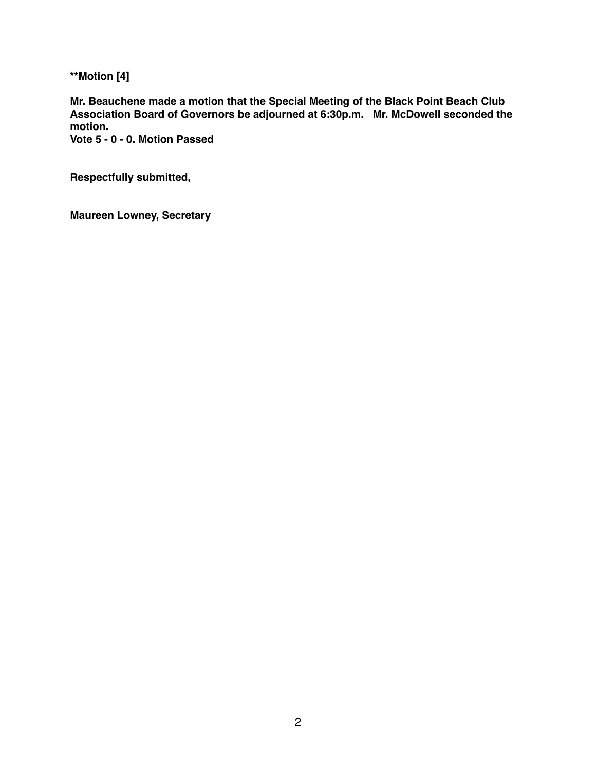**\*\*Motion [4]**

**Mr. Beauchene made a motion that the Special Meeting of the Black Point Beach Club Association Board of Governors be adjourned at 6:30p.m. Mr. McDowell seconded the motion.**
**Vote 5 - 0 - 0. Motion Passed**

**Respectfully submitted,**

**Maureen Lowney, Secretary**